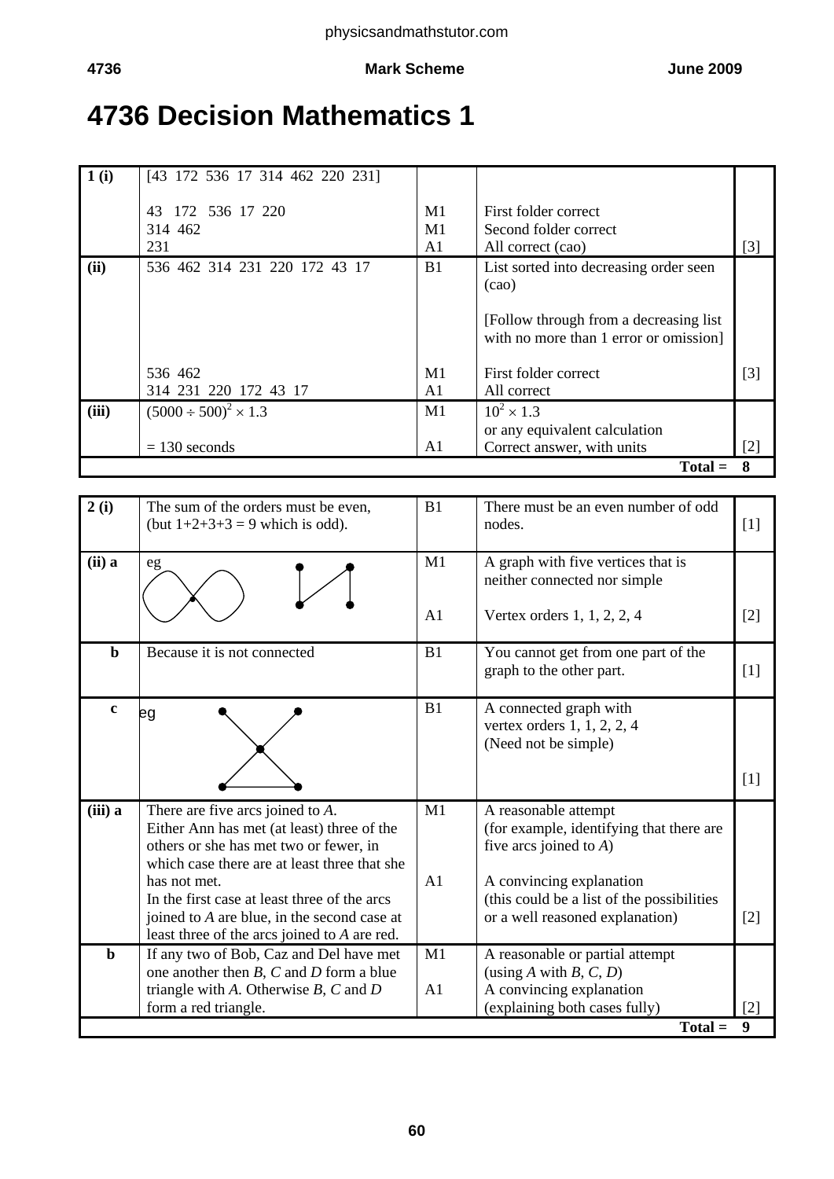# 4736 Decision Mathematics 1

| | | | | |
|---|---|---|---|---|
| **1 (i)** | [43 172 536 17 314 462 220 231]<br><br>43 172 536 17 220<br>314 462<br>231 | <br><br>M1<br>M1<br>A1 | <br><br>First folder correct<br>Second folder correct<br>All correct (cao) | <br><br><br><br>[3] |
| **(ii)** | 536 462 314 231 220 172 43 17<br><br><br><br><br>536 462<br>314 231 220 172 43 17 | B1<br><br><br><br><br>M1<br>A1 | List sorted into decreasing order seen (cao)<br><br>[Follow through from a decreasing list with no more than 1 error or omission]<br><br>First folder correct<br>All correct | <br><br><br><br><br>[3] |
| **(iii)** | $(5000 \div 500)^2 \times 1.3$<br><br>= 130 seconds | M1<br><br>A1 | $10^2 \times 1.3$<br>or any equivalent calculation<br>Correct answer, with units | <br><br>[2] |
| | | | **Total =** | **8** |

| | | | | |
|---|---|---|---|---|
| **2 (i)** | The sum of the orders must be even, (but 1+2+3+3 = 9 which is odd). | B1 | There must be an even number of odd nodes. | [1] |
| **(ii) a** | eg | M1<br><br>A1 | A graph with five vertices that is neither connected nor simple<br><br>Vertex orders 1, 1, 2, 2, 4 | <br><br>[2] |
| **b** | Because it is not connected | B1 | You cannot get from one part of the graph to the other part. | [1] |
| **c** | eg | B1 | A connected graph with vertex orders 1, 1, 2, 2, 4<br>(Need not be simple) | [1] |
| **(iii) a** | There are five arcs joined to *A*.<br>Either Ann has met (at least) three of the others or she has met two or fewer, in which case there are at least three that she has not met.<br>In the first case at least three of the arcs joined to *A* are blue, in the second case at least three of the arcs joined to *A* are red. | M1<br><br><br><br>A1 | A reasonable attempt<br>(for example, identifying that there are five arcs joined to *A*)<br><br>A convincing explanation<br>(this could be a list of the possibilities or a well reasoned explanation) | <br><br><br><br><br>[2] |
| **b** | If any two of Bob, Caz and Del have met one another then *B*, *C* and *D* form a blue triangle with *A*. Otherwise *B*, *C* and *D* form a red triangle. | M1<br><br>A1 | A reasonable or partial attempt<br>(using *A* with *B*, *C*, *D*)<br>A convincing explanation<br>(explaining both cases fully) | <br><br><br>[2] |
| | | | **Total =** | **9** |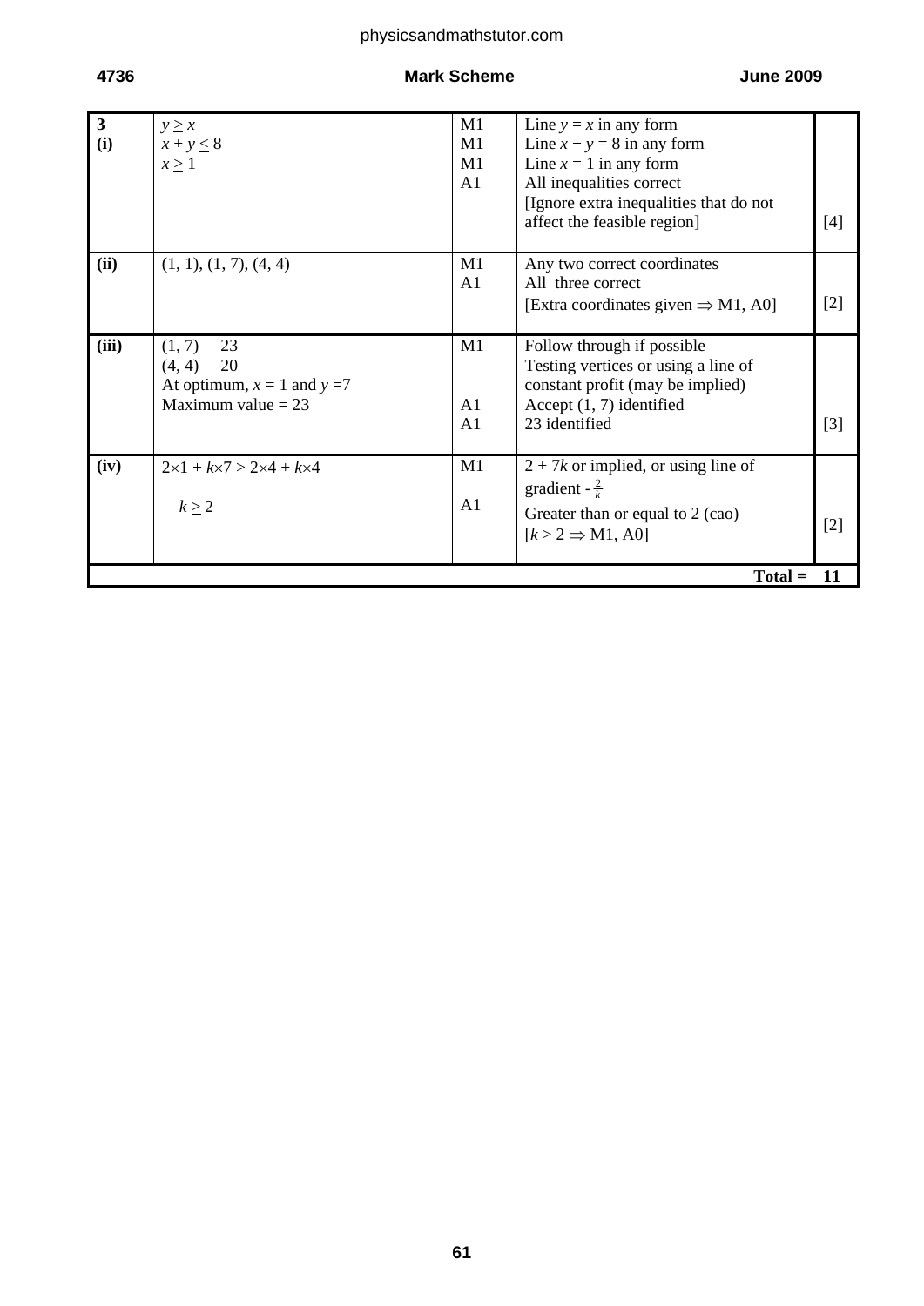| | | | | |
|---|---|---|---|---|
| **3 (i)** | $y \geq x$<br>$x + y \leq 8$<br>$x \geq 1$ | M1<br>M1<br>M1<br>A1 | Line $y = x$ in any form<br>Line $x + y = 8$ in any form<br>Line $x = 1$ in any form<br>All inequalities correct<br>[Ignore extra inequalities that do not affect the feasible region] | [4] |
| **(ii)** | (1, 1), (1, 7), (4, 4) | M1<br>A1 | Any two correct coordinates<br>All three correct<br>[Extra coordinates given $\Rightarrow$ M1, A0] | [2] |
| **(iii)** | (1, 7) 23<br>(4, 4) 20<br>At optimum, $x = 1$ and $y = 7$<br>Maximum value = 23 | M1<br><br>A1<br>A1 | Follow through if possible<br>Testing vertices or using a line of constant profit (may be implied)<br>Accept (1, 7) identified<br>23 identified | [3] |
| **(iv)** | $2\times1 + k\times7 \geq 2\times4 + k\times4$<br><br>$k \geq 2$ | M1<br><br>A1 | $2 + 7k$ or implied, or using line of gradient $-\frac{2}{k}$<br>Greater than or equal to 2 (cao)<br>[$k > 2 \Rightarrow$ M1, A0] | [2] |
| | | | **Total =** | **11** |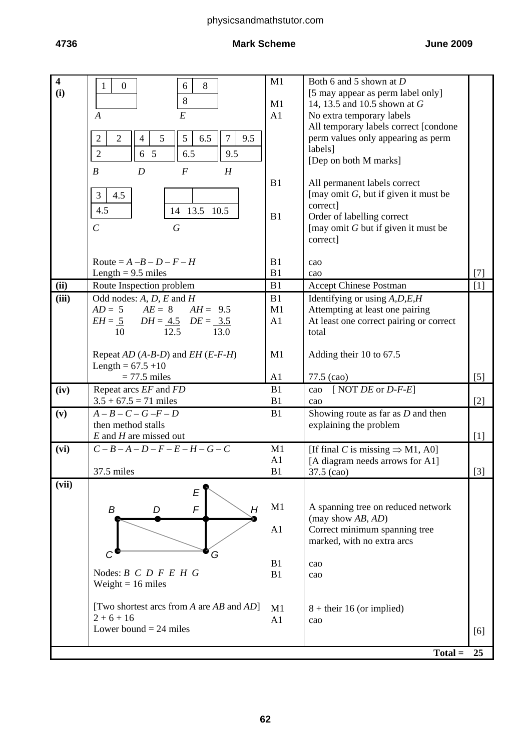| 4 | | Marks | Guidance | |
|---|---|---|---|---|
| (i) | Labelling boxes: $A$: 1, 0, (perm) ; $E$: 6, 8, (temp) 8 ; $B$: 2, 2, (temp) 2 ; $D$: 4, 5, (temp) 6 5 ; $F$: 5, 6.5, (temp) 6.5 ; $H$: 7, 9.5, (temp) 9.5 ; $C$: 3, 4.5, (temp) 4.5 ; $G$: (temp) 14 13.5 10.5 | M1 | Both 6 and 5 shown at $D$ [5 may appear as perm label only] | |
| | | M1 | 14, 13.5 and 10.5 shown at $G$ | |
| | | A1 | No extra temporary labels. All temporary labels correct [condone perm values only appearing as perm labels] [Dep on both M marks] | |
| | | B1 | All permanent labels correct [may omit $G$, but if given it must be correct] | |
| | | B1 | Order of labelling correct [may omit $G$ but if given it must be correct] | |
| | Route = $A-B-D-F-H$ | B1 | cao | |
| | Length = 9.5 miles | B1 | cao | [7] |
| (ii) | Route Inspection problem | B1 | Accept Chinese Postman | [1] |
| (iii) | Odd nodes: $A$, $D$, $E$ and $H$ | B1 | Identifying or using $A$,$D$,$E$,$H$ | |
| | $AD$ = 5 $\quad$ $AE$ = 8 $\quad$ $AH$ = 9.5 | M1 | Attempting at least one pairing | |
| | $EH$ = 5 $\quad$ $DH$ = 4.5 $\quad$ $DE$ = 3.5 <br> 10 $\quad$ 12.5 $\quad$ 13.0 | A1 | At least one correct pairing or correct total | |
| | Repeat $AD$ ($A$-$B$-$D$) and $EH$ ($E$-$F$-$H$) | M1 | Adding their 10 to 67.5 | |
| | Length = 67.5 + 10 <br> = 77.5 miles | A1 | 77.5 (cao) | [5] |
| (iv) | Repeat arcs $EF$ and $FD$ | B1 | cao [ NOT $DE$ or $D$-$F$-$E$] | |
| | 3.5 + 67.5 = 71 miles | B1 | cao | [2] |
| (v) | $A-B-C-G-F-D$ then method stalls $E$ and $H$ are missed out | B1 | Showing route as far as $D$ and then explaining the problem | [1] |
| (vi) | $C-B-A-D-F-E-H-G-C$ | M1 | [If final $C$ is missing ⇒ M1, A0] | |
| | | A1 | [A diagram needs arrows for A1] | |
| | 37.5 miles | B1 | 37.5 (cao) | [3] |
| (vii) | [Diagram: minimum spanning tree with arcs $BD$, $DF$, $FH$, $BC$, $EF$, $FG$] | M1 | A spanning tree on reduced network (may show $AB$, $AD$) | |
| | | A1 | Correct minimum spanning tree marked, with no extra arcs | |
| | Nodes: $B$ $C$ $D$ $F$ $E$ $H$ $G$ | B1 | cao | |
| | Weight = 16 miles | B1 | cao | |
| | [Two shortest arcs from $A$ are $AB$ and $AD$] <br> 2 + 6 + 16 | M1 | 8 + their 16 (or implied) | |
| | Lower bound = 24 miles | A1 | cao | [6] |
| | | | **Total =** | **25** |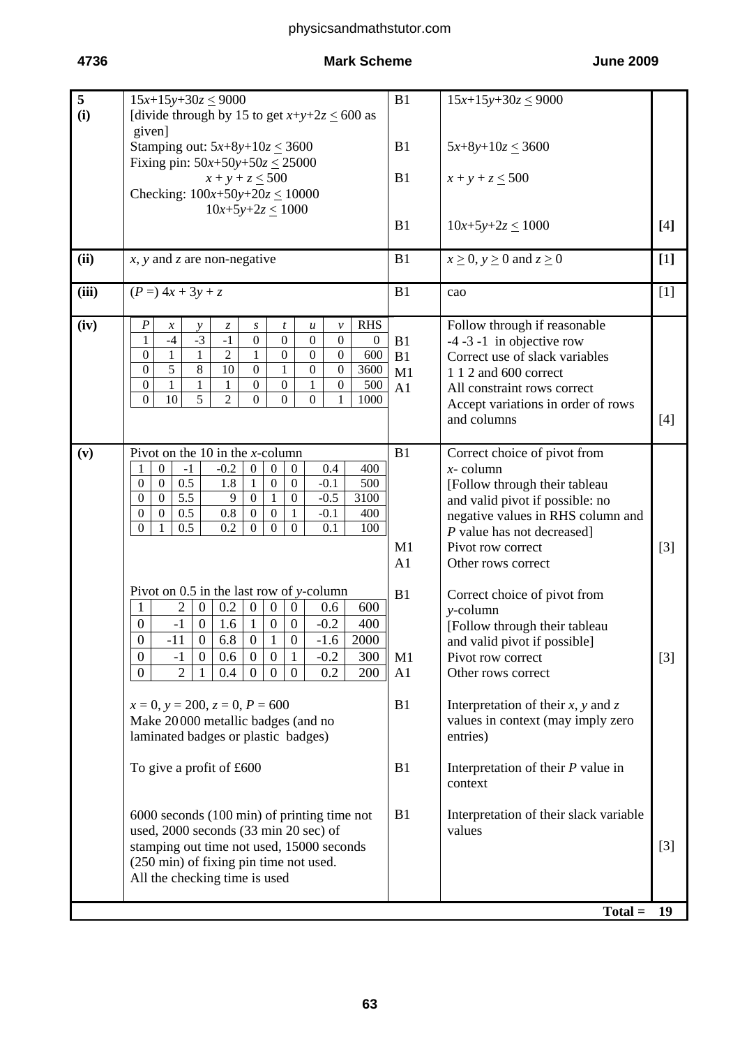| | | | | |
|---|---|---|---|---|
| **5 (i)** | $15x+15y+30z \leq 9000$ <br> [divide through by 15 to get $x+y+2z \leq 600$ as given] <br> Stamping out: $5x+8y+10z \leq 3600$ <br> Fixing pin: $50x+50y+50z \leq 25000$ <br> $x + y + z \leq 500$ <br> Checking: $100x+50y+20z \leq 10000$ <br> $10x+5y+2z \leq 1000$ | B1 <br> B1 <br> B1 <br> B1 | $15x+15y+30z \leq 9000$ <br> $5x+8y+10z \leq 3600$ <br> $x + y + z \leq 500$ <br> $10x+5y+2z \leq 1000$ | **[4]** |
| **(ii)** | $x$, $y$ and $z$ are non-negative | B1 | $x \geq 0$, $y \geq 0$ and $z \geq 0$ | **[1]** |
| **(iii)** | $(P =)\ 4x + 3y + z$ | B1 | cao | [1] |
| **(iv)** | See tableau (iv) below | B1 <br> B1 <br> M1 <br> A1 | Follow through if reasonable <br> -4 -3 -1 in objective row <br> Correct use of slack variables <br> 1 1 2 and 600 correct <br> All constraint rows correct <br> Accept variations in order of rows and columns | [4] |
| **(v)** | Pivot on the 10 in the $x$-column <br> See tableau (v)(a) below | B1 <br> M1 <br> A1 | Correct choice of pivot from $x$- column <br> [Follow through their tableau and valid pivot if possible: no negative values in RHS column and $P$ value has not decreased] <br> Pivot row correct <br> Other rows correct | [3] |
| | Pivot on 0.5 in the last row of $y$-column <br> See tableau (v)(b) below | B1 <br> M1 <br> A1 | Correct choice of pivot from $y$-column <br> [Follow through their tableau and valid pivot if possible] <br> Pivot row correct <br> Other rows correct | [3] |
| | $x = 0$, $y = 200$, $z = 0$, $P = 600$ <br> Make 20 000 metallic badges (and no laminated badges or plastic badges) | B1 | Interpretation of their $x$, $y$ and $z$ values in context (may imply zero entries) | |
| | To give a profit of £600 | B1 | Interpretation of their $P$ value in context | |
| | 6000 seconds (100 min) of printing time not used, 2000 seconds (33 min 20 sec) of stamping out time not used, 15000 seconds (250 min) of fixing pin time not used. <br> All the checking time is used | B1 | Interpretation of their slack variable values | [3] |
| | | | **Total =** | **19** |

Tableau (iv):

| $P$ | $x$ | $y$ | $z$ | $s$ | $t$ | $u$ | $v$ | RHS |
|---|---|---|---|---|---|---|---|---|
| 1 | -4 | -3 | -1 | 0 | 0 | 0 | 0 | 0 |
| 0 | 1 | 1 | 2 | 1 | 0 | 0 | 0 | 600 |
| 0 | 5 | 8 | 10 | 0 | 1 | 0 | 0 | 3600 |
| 0 | 1 | 1 | 1 | 0 | 0 | 1 | 0 | 500 |
| 0 | 10 | 5 | 2 | 0 | 0 | 0 | 1 | 1000 |

Tableau (v)(a) – pivot on the 10 in the $x$-column:

| | | | | | | | | |
|---|---|---|---|---|---|---|---|---|
| 1 | 0 | -1 | -0.2 | 0 | 0 | 0 | 0.4 | 400 |
| 0 | 0 | 0.5 | 1.8 | 1 | 0 | 0 | -0.1 | 500 |
| 0 | 0 | 5.5 | 9 | 0 | 1 | 0 | -0.5 | 3100 |
| 0 | 0 | 0.5 | 0.8 | 0 | 0 | 1 | -0.1 | 400 |
| 0 | 1 | 0.5 | 0.2 | 0 | 0 | 0 | 0.1 | 100 |

Tableau (v)(b) – pivot on 0.5 in the last row of $y$-column:

| | | | | | | | | |
|---|---|---|---|---|---|---|---|---|
| 1 | 2 | 0 | 0.2 | 0 | 0 | 0 | 0.6 | 600 |
| 0 | -1 | 0 | 1.6 | 1 | 0 | 0 | -0.2 | 400 |
| 0 | -11 | 0 | 6.8 | 0 | 1 | 0 | -1.6 | 2000 |
| 0 | -1 | 0 | 0.6 | 0 | 0 | 1 | -0.2 | 300 |
| 0 | 2 | 1 | 0.4 | 0 | 0 | 0 | 0.2 | 200 |